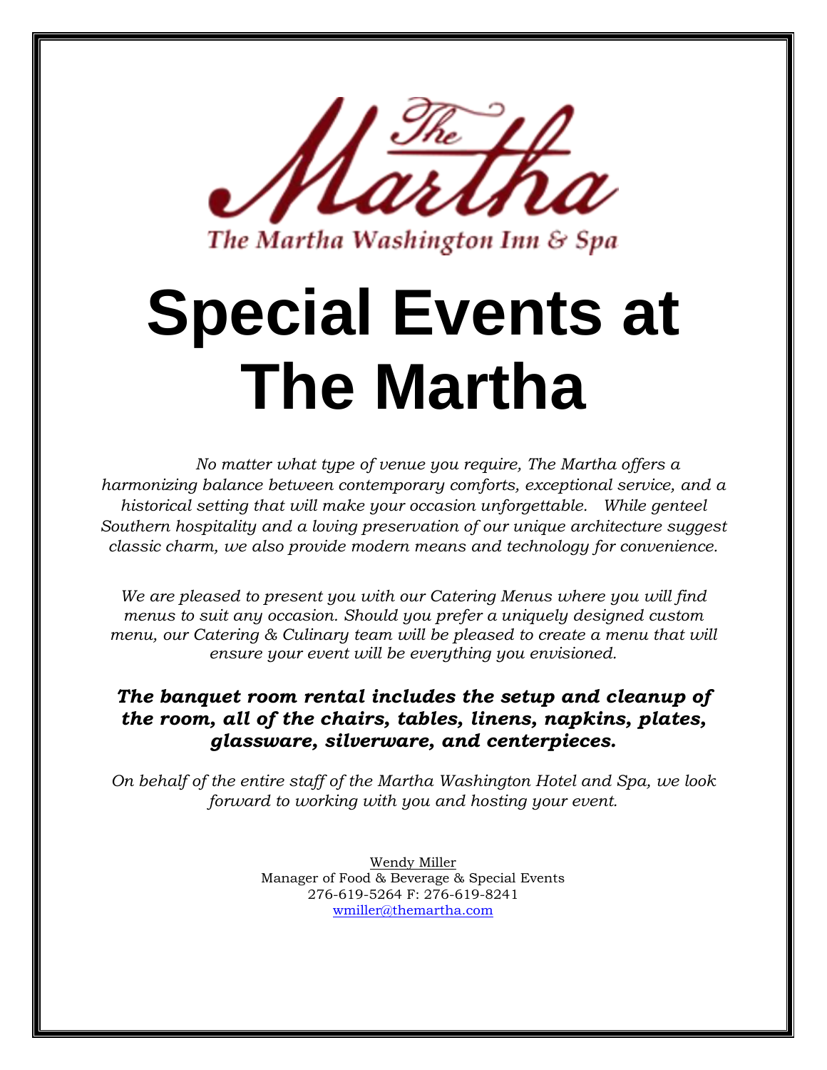The Martha Washington Inn & Spa

# Special Events at The Martha

*No matter what type of venue you require, The Martha offers a harmonizing balance between contemporary comforts, exceptional service, and a historical setting that will make your occasion unforgettable. While genteel Southern hospitality and a loving preservation of our unique architecture suggest classic charm, we also provide modern means and technology for convenience.*

*We are pleased to present you with our Catering Menus where you will find menus to suit any occasion. Should you prefer a uniquely designed custom menu, our Catering & Culinary team will be pleased to create a menu that will ensure your event will be everything you envisioned.*

***The banquet room rental includes the setup and cleanup of the room, all of the chairs, tables, linens, napkins, plates, glassware, silverware, and centerpieces.***

*On behalf of the entire staff of the Martha Washington Hotel and Spa, we look forward to working with you and hosting your event.*

Wendy Miller
Manager of Food & Beverage & Special Events
276-619-5264 F: 276-619-8241
wmiller@themartha.com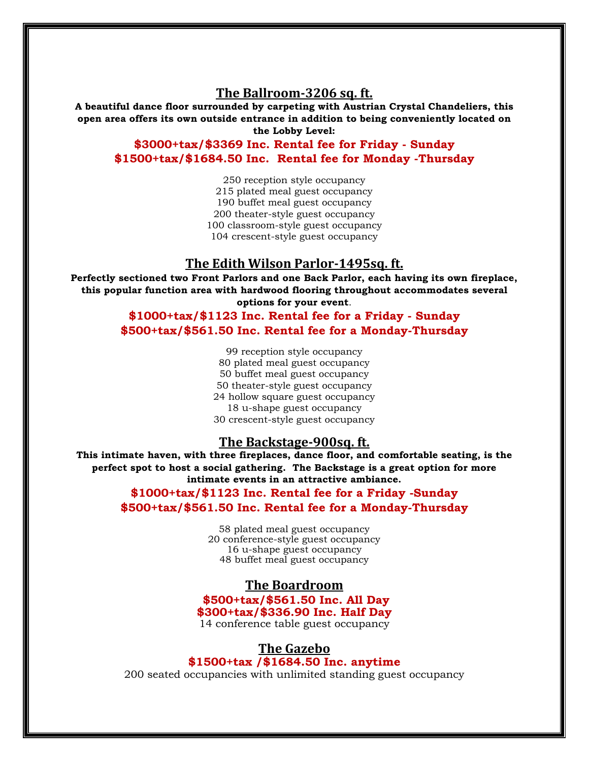## The Ballroom-3206 sq. ft.

**A beautiful dance floor surrounded by carpeting with Austrian Crystal Chandeliers, this open area offers its own outside entrance in addition to being conveniently located on the Lobby Level:**

**$3000+tax/$3369 Inc. Rental fee for Friday - Sunday**
**$1500+tax/$1684.50 Inc. Rental fee for Monday -Thursday**

250 reception style occupancy
215 plated meal guest occupancy
190 buffet meal guest occupancy
200 theater-style guest occupancy
100 classroom-style guest occupancy
104 crescent-style guest occupancy

## The Edith Wilson Parlor-1495sq. ft.

**Perfectly sectioned two Front Parlors and one Back Parlor, each having its own fireplace, this popular function area with hardwood flooring throughout accommodates several options for your event**.

**$1000+tax/$1123 Inc. Rental fee for a Friday - Sunday**
**$500+tax/$561.50 Inc. Rental fee for a Monday-Thursday**

99 reception style occupancy
80 plated meal guest occupancy
50 buffet meal guest occupancy
50 theater-style guest occupancy
24 hollow square guest occupancy
18 u-shape guest occupancy
30 crescent-style guest occupancy

## The Backstage-900sq. ft.

**This intimate haven, with three fireplaces, dance floor, and comfortable seating, is the perfect spot to host a social gathering. The Backstage is a great option for more intimate events in an attractive ambiance.**

**$1000+tax/$1123 Inc. Rental fee for a Friday -Sunday**
**$500+tax/$561.50 Inc. Rental fee for a Monday-Thursday**

58 plated meal guest occupancy
20 conference-style guest occupancy
16 u-shape guest occupancy
48 buffet meal guest occupancy

## The Boardroom

**$500+tax/$561.50 Inc. All Day**
**$300+tax/$336.90 Inc. Half Day**
14 conference table guest occupancy

## The Gazebo

**$1500+tax /$1684.50 Inc. anytime**
200 seated occupancies with unlimited standing guest occupancy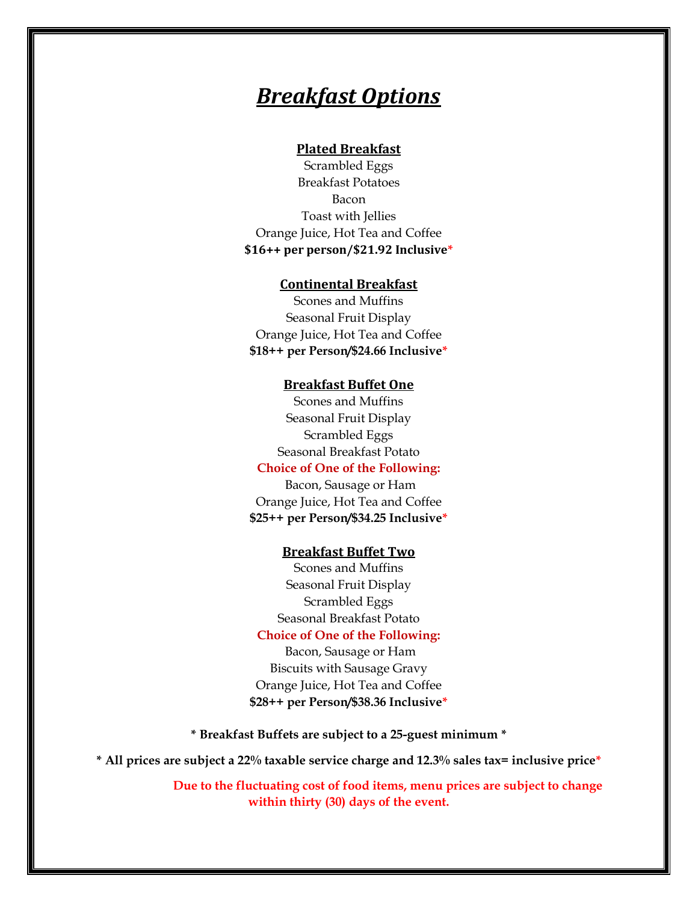# ***Breakfast Options***

**Plated Breakfast**

Scrambled Eggs
Breakfast Potatoes
Bacon
Toast with Jellies
Orange Juice, Hot Tea and Coffee
**$16++ per person/$21.92 Inclusive***

**Continental Breakfast**

Scones and Muffins
Seasonal Fruit Display
Orange Juice, Hot Tea and Coffee
**$18++ per Person/$24.66 Inclusive***

**Breakfast Buffet One**

Scones and Muffins
Seasonal Fruit Display
Scrambled Eggs
Seasonal Breakfast Potato
**Choice of One of the Following:**
Bacon, Sausage or Ham
Orange Juice, Hot Tea and Coffee
**$25++ per Person/$34.25 Inclusive***

**Breakfast Buffet Two**

Scones and Muffins
Seasonal Fruit Display
Scrambled Eggs
Seasonal Breakfast Potato
**Choice of One of the Following:**
Bacon, Sausage or Ham
Biscuits with Sausage Gravy
Orange Juice, Hot Tea and Coffee
**$28++ per Person/$38.36 Inclusive***

**\* Breakfast Buffets are subject to a 25-guest minimum \***

**\* All prices are subject a 22% taxable service charge and 12.3% sales tax= inclusive price\***

**Due to the fluctuating cost of food items, menu prices are subject to change within thirty (30) days of the event.**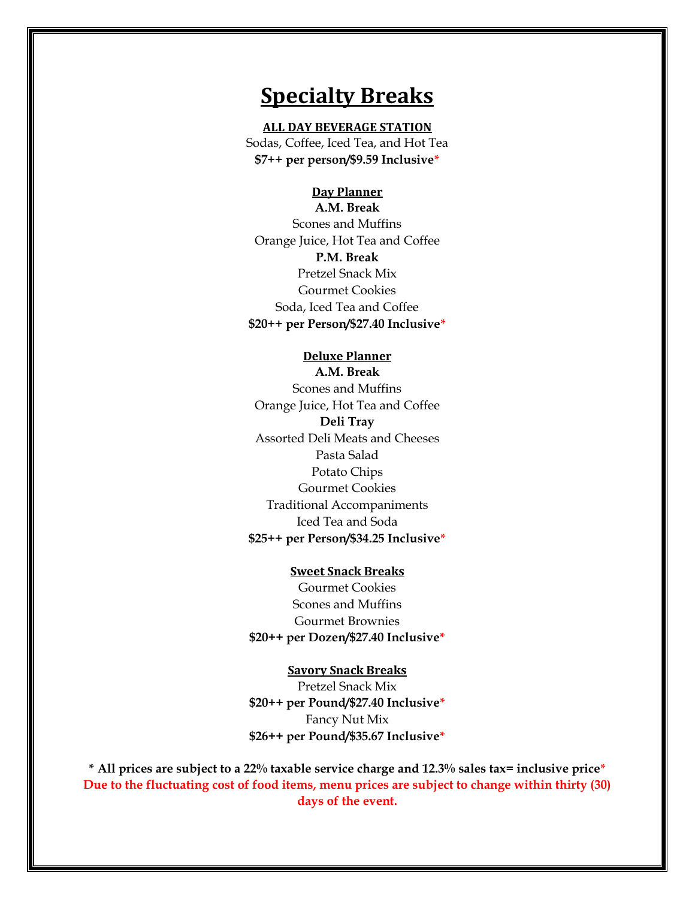# Specialty Breaks

**ALL DAY BEVERAGE STATION**

Sodas, Coffee, Iced Tea, and Hot Tea

**$7++ per person/$9.59 Inclusive***

**Day Planner**

**A.M. Break**

Scones and Muffins

Orange Juice, Hot Tea and Coffee

**P.M. Break**

Pretzel Snack Mix

Gourmet Cookies

Soda, Iced Tea and Coffee

**$20++ per Person/$27.40 Inclusive***

**Deluxe Planner**

**A.M. Break**

Scones and Muffins

Orange Juice, Hot Tea and Coffee

**Deli Tray**

Assorted Deli Meats and Cheeses

Pasta Salad

Potato Chips

Gourmet Cookies

Traditional Accompaniments

Iced Tea and Soda

**$25++ per Person/$34.25 Inclusive***

**Sweet Snack Breaks**

Gourmet Cookies

Scones and Muffins

Gourmet Brownies

**$20++ per Dozen/$27.40 Inclusive***

**Savory Snack Breaks**

Pretzel Snack Mix

**$20++ per Pound/$27.40 Inclusive***

Fancy Nut Mix

**$26++ per Pound/$35.67 Inclusive***

**\* All prices are subject to a 22% taxable service charge and 12.3% sales tax= inclusive price***

**Due to the fluctuating cost of food items, menu prices are subject to change within thirty (30) days of the event.**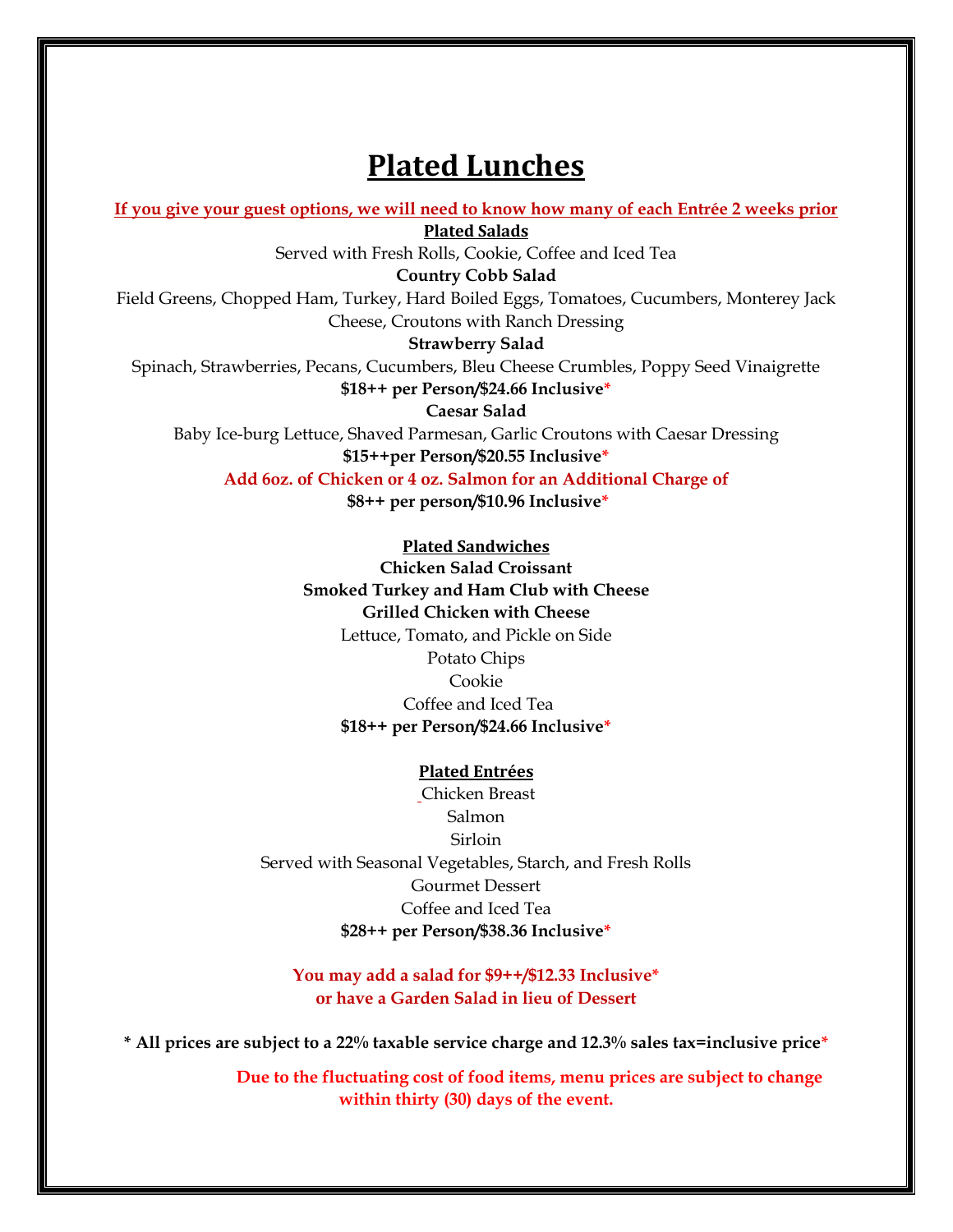# Plated Lunches

**If you give your guest options, we will need to know how many of each Entrée 2 weeks prior**

## Plated Salads

Served with Fresh Rolls, Cookie, Coffee and Iced Tea

**Country Cobb Salad**

Field Greens, Chopped Ham, Turkey, Hard Boiled Eggs, Tomatoes, Cucumbers, Monterey Jack Cheese, Croutons with Ranch Dressing

**Strawberry Salad**

Spinach, Strawberries, Pecans, Cucumbers, Bleu Cheese Crumbles, Poppy Seed Vinaigrette

**$18++ per Person/$24.66 Inclusive***

**Caesar Salad**

Baby Ice-burg Lettuce, Shaved Parmesan, Garlic Croutons with Caesar Dressing

**$15++per Person/$20.55 Inclusive***

**Add 6oz. of Chicken or 4 oz. Salmon for an Additional Charge of**

**$8++ per person/$10.96 Inclusive***

## Plated Sandwiches

**Chicken Salad Croissant**

**Smoked Turkey and Ham Club with Cheese**

**Grilled Chicken with Cheese**

Lettuce, Tomato, and Pickle on Side

Potato Chips

Cookie

Coffee and Iced Tea

**$18++ per Person/$24.66 Inclusive***

## Plated Entrées

Chicken Breast

Salmon

Sirloin

Served with Seasonal Vegetables, Starch, and Fresh Rolls

Gourmet Dessert

Coffee and Iced Tea

**$28++ per Person/$38.36 Inclusive***

**You may add a salad for $9++/$12.33 Inclusive***
**or have a Garden Salad in lieu of Dessert**

**\* All prices are subject to a 22% taxable service charge and 12.3% sales tax=inclusive price***

**Due to the fluctuating cost of food items, menu prices are subject to change within thirty (30) days of the event.**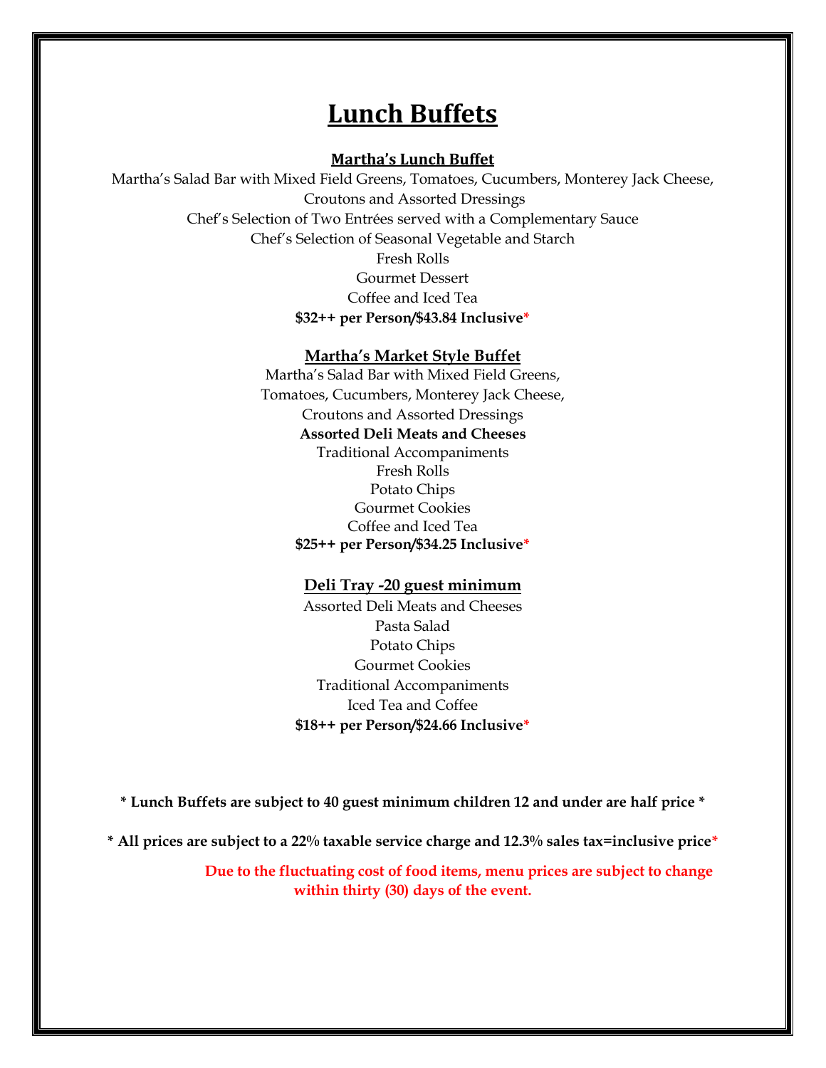# Lunch Buffets

## Martha's Lunch Buffet

Martha's Salad Bar with Mixed Field Greens, Tomatoes, Cucumbers, Monterey Jack Cheese, Croutons and Assorted Dressings

Chef's Selection of Two Entrées served with a Complementary Sauce

Chef's Selection of Seasonal Vegetable and Starch

Fresh Rolls

Gourmet Dessert

Coffee and Iced Tea

**$32++ per Person/$43.84 Inclusive***

## Martha's Market Style Buffet

Martha's Salad Bar with Mixed Field Greens, Tomatoes, Cucumbers, Monterey Jack Cheese, Croutons and Assorted Dressings

**Assorted Deli Meats and Cheeses**

Traditional Accompaniments

Fresh Rolls

Potato Chips

Gourmet Cookies

Coffee and Iced Tea

**$25++ per Person/$34.25 Inclusive***

## Deli Tray -20 guest minimum

Assorted Deli Meats and Cheeses

Pasta Salad

Potato Chips

Gourmet Cookies

Traditional Accompaniments

Iced Tea and Coffee

**$18++ per Person/$24.66 Inclusive***

**\* Lunch Buffets are subject to 40 guest minimum children 12 and under are half price \***

**\* All prices are subject to a 22% taxable service charge and 12.3% sales tax=inclusive price\***

**Due to the fluctuating cost of food items, menu prices are subject to change within thirty (30) days of the event.**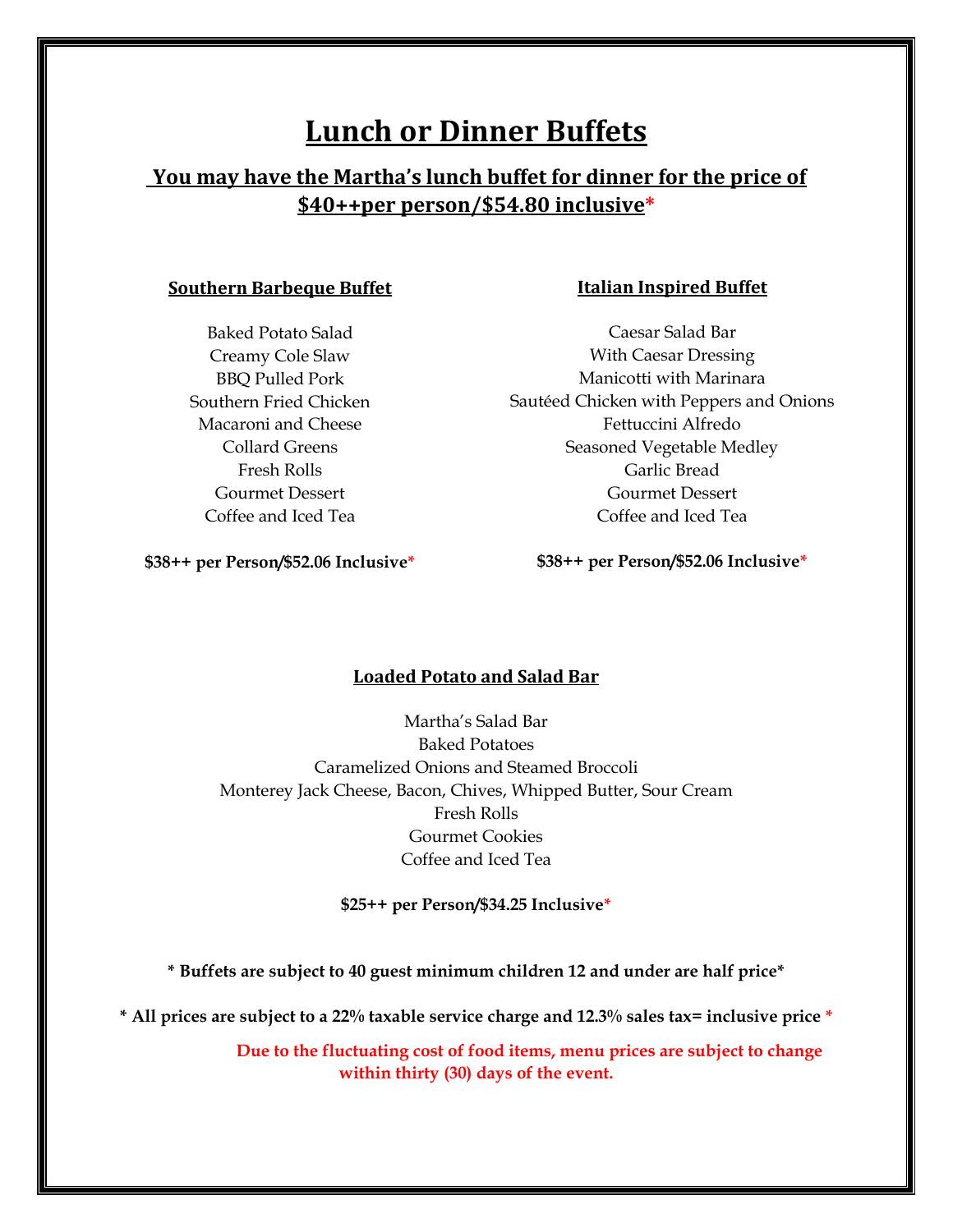# Lunch or Dinner Buffets

## You may have the Martha's lunch buffet for dinner for the price of $40++per person/$54.80 inclusive*

### Southern Barbeque Buffet

Baked Potato Salad
Creamy Cole Slaw
BBQ Pulled Pork
Southern Fried Chicken
Macaroni and Cheese
Collard Greens
Fresh Rolls
Gourmet Dessert
Coffee and Iced Tea

**$38++ per Person/$52.06 Inclusive***

### Italian Inspired Buffet

Caesar Salad Bar
With Caesar Dressing
Manicotti with Marinara
Sautéed Chicken with Peppers and Onions
Fettuccini Alfredo
Seasoned Vegetable Medley
Garlic Bread
Gourmet Dessert
Coffee and Iced Tea

**$38++ per Person/$52.06 Inclusive***

### Loaded Potato and Salad Bar

Martha's Salad Bar
Baked Potatoes
Caramelized Onions and Steamed Broccoli
Monterey Jack Cheese, Bacon, Chives, Whipped Butter, Sour Cream
Fresh Rolls
Gourmet Cookies
Coffee and Iced Tea

**$25++ per Person/$34.25 Inclusive***

**\* Buffets are subject to 40 guest minimum children 12 and under are half price***

**\* All prices are subject to a 22% taxable service charge and 12.3% sales tax= inclusive price ***

**Due to the fluctuating cost of food items, menu prices are subject to change within thirty (30) days of the event.**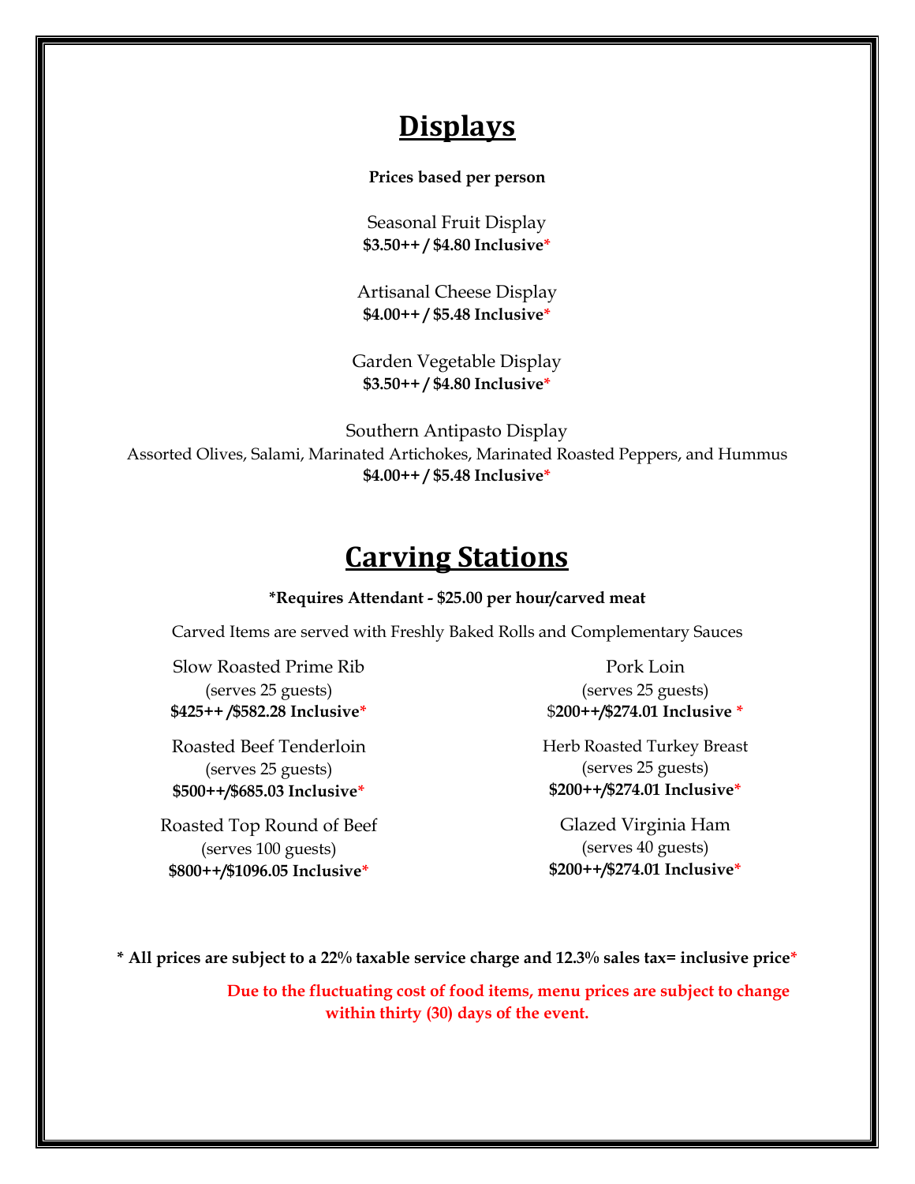# Displays

**Prices based per person**

Seasonal Fruit Display
**$3.50++ / $4.80 Inclusive***

Artisanal Cheese Display
**$4.00++ / $5.48 Inclusive***

Garden Vegetable Display
**$3.50++ / $4.80 Inclusive***

Southern Antipasto Display
Assorted Olives, Salami, Marinated Artichokes, Marinated Roasted Peppers, and Hummus
**$4.00++ / $5.48 Inclusive***

# Carving Stations

**\*Requires Attendant - $25.00 per hour/carved meat**

Carved Items are served with Freshly Baked Rolls and Complementary Sauces

Slow Roasted Prime Rib
(serves 25 guests)
**$425++ /$582.28 Inclusive***

Roasted Beef Tenderloin
(serves 25 guests)
**$500++/$685.03 Inclusive***

Roasted Top Round of Beef
(serves 100 guests)
**$800++/$1096.05 Inclusive***

Pork Loin
(serves 25 guests)
**$200++/$274.01 Inclusive ***

Herb Roasted Turkey Breast
(serves 25 guests)
**$200++/$274.01 Inclusive***

Glazed Virginia Ham
(serves 40 guests)
**$200++/$274.01 Inclusive***

**\* All prices are subject to a 22% taxable service charge and 12.3% sales tax= inclusive price***

**Due to the fluctuating cost of food items, menu prices are subject to change within thirty (30) days of the event.**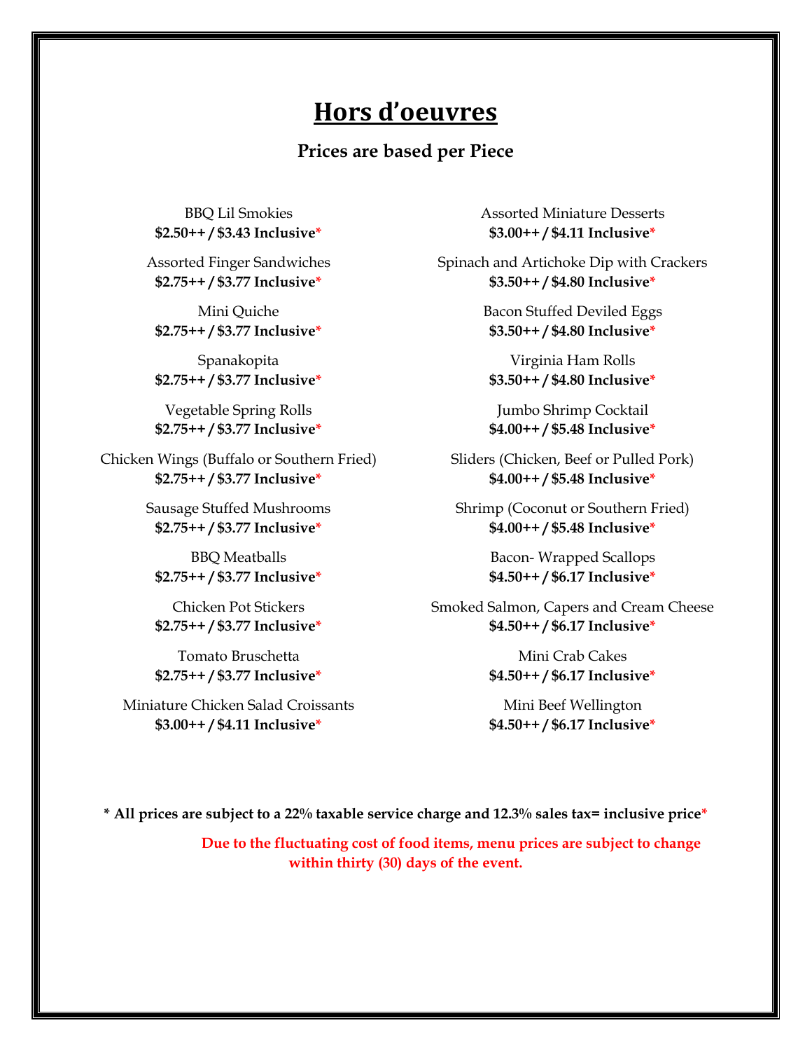# Hors d'oeuvres

### Prices are based per Piece

BBQ Lil Smokies
**$2.50++ / $3.43 Inclusive***

Assorted Finger Sandwiches
**$2.75++ / $3.77 Inclusive***

Mini Quiche
**$2.75++ / $3.77 Inclusive***

Spanakopita
**$2.75++ / $3.77 Inclusive***

Vegetable Spring Rolls
**$2.75++ / $3.77 Inclusive***

Chicken Wings (Buffalo or Southern Fried)
**$2.75++ / $3.77 Inclusive***

Sausage Stuffed Mushrooms
**$2.75++ / $3.77 Inclusive***

BBQ Meatballs
**$2.75++ / $3.77 Inclusive***

Chicken Pot Stickers
**$2.75++ / $3.77 Inclusive***

Tomato Bruschetta
**$2.75++ / $3.77 Inclusive***

Miniature Chicken Salad Croissants
**$3.00++ / $4.11 Inclusive***

Assorted Miniature Desserts
**$3.00++ / $4.11 Inclusive***

Spinach and Artichoke Dip with Crackers
**$3.50++ / $4.80 Inclusive***

Bacon Stuffed Deviled Eggs
**$3.50++ / $4.80 Inclusive***

Virginia Ham Rolls
**$3.50++ / $4.80 Inclusive***

Jumbo Shrimp Cocktail
**$4.00++ / $5.48 Inclusive***

Sliders (Chicken, Beef or Pulled Pork)
**$4.00++ / $5.48 Inclusive***

Shrimp (Coconut or Southern Fried)
**$4.00++ / $5.48 Inclusive***

Bacon- Wrapped Scallops
**$4.50++ / $6.17 Inclusive***

Smoked Salmon, Capers and Cream Cheese
**$4.50++ / $6.17 Inclusive***

Mini Crab Cakes
**$4.50++ / $6.17 Inclusive***

Mini Beef Wellington
**$4.50++ / $6.17 Inclusive***

**\* All prices are subject to a 22% taxable service charge and 12.3% sales tax= inclusive price***

**Due to the fluctuating cost of food items, menu prices are subject to change within thirty (30) days of the event.**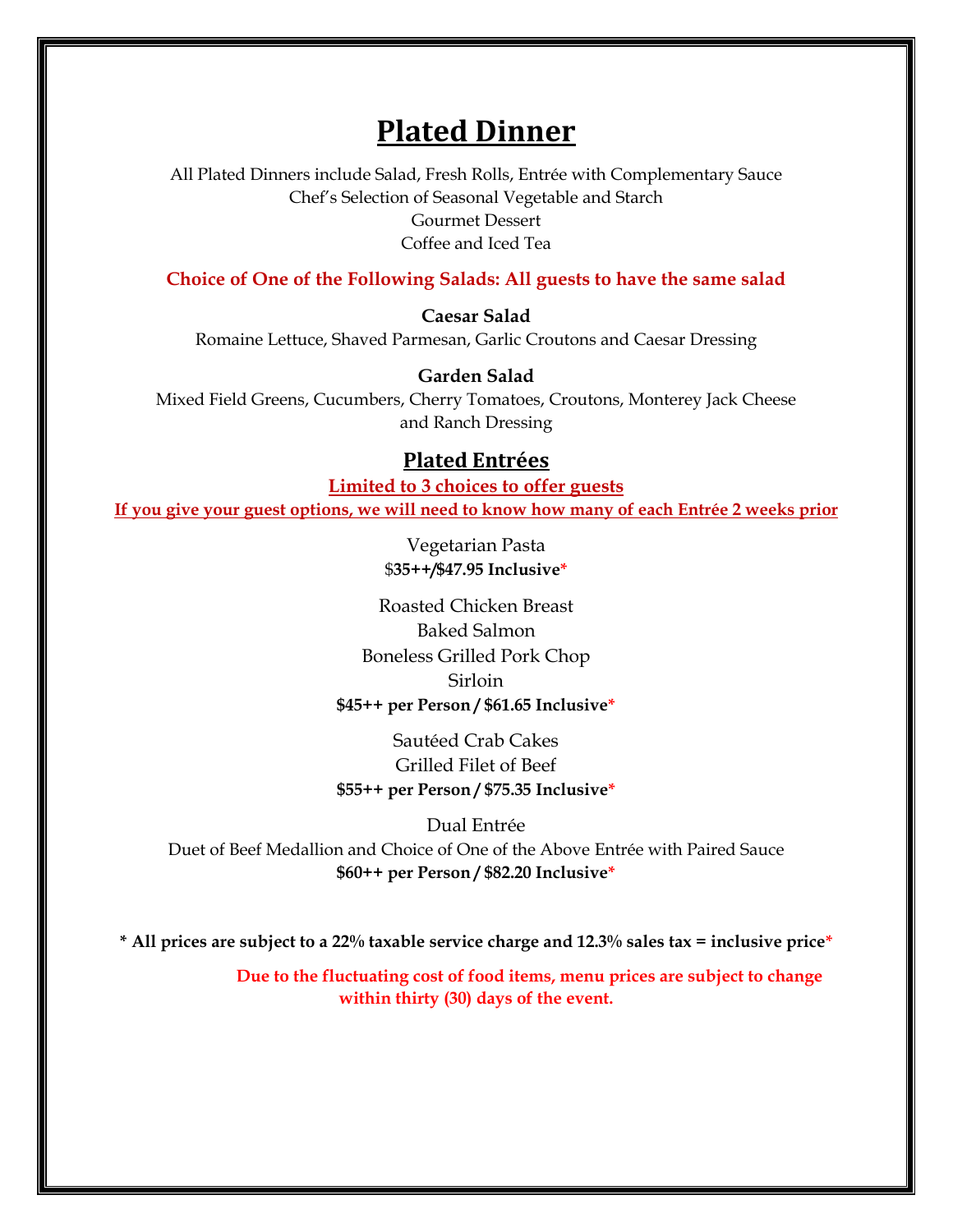# Plated Dinner

All Plated Dinners include Salad, Fresh Rolls, Entrée with Complementary Sauce
Chef's Selection of Seasonal Vegetable and Starch
Gourmet Dessert
Coffee and Iced Tea

**Choice of One of the Following Salads: All guests to have the same salad**

**Caesar Salad**
Romaine Lettuce, Shaved Parmesan, Garlic Croutons and Caesar Dressing

**Garden Salad**
Mixed Field Greens, Cucumbers, Cherry Tomatoes, Croutons, Monterey Jack Cheese and Ranch Dressing

## Plated Entrées

**Limited to 3 choices to offer guests**
**If you give your guest options, we will need to know how many of each Entrée 2 weeks prior**

Vegetarian Pasta
**$35++/$47.95 Inclusive***

Roasted Chicken Breast
Baked Salmon
Boneless Grilled Pork Chop
Sirloin
**$45++ per Person / $61.65 Inclusive***

Sautéed Crab Cakes
Grilled Filet of Beef
**$55++ per Person / $75.35 Inclusive***

Dual Entrée
Duet of Beef Medallion and Choice of One of the Above Entrée with Paired Sauce
**$60++ per Person / $82.20 Inclusive***

**\* All prices are subject to a 22% taxable service charge and 12.3% sales tax = inclusive price***

**Due to the fluctuating cost of food items, menu prices are subject to change within thirty (30) days of the event.**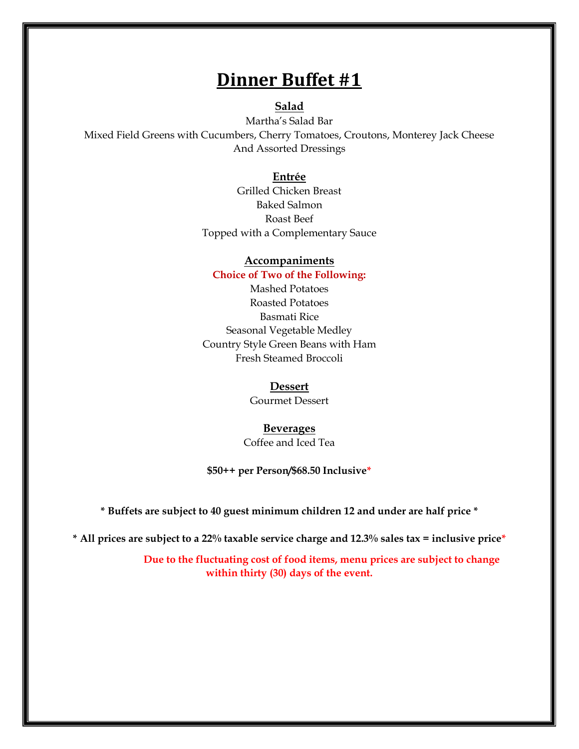# Dinner Buffet #1

### Salad

Martha's Salad Bar
Mixed Field Greens with Cucumbers, Cherry Tomatoes, Croutons, Monterey Jack Cheese
And Assorted Dressings

### Entrée

Grilled Chicken Breast
Baked Salmon
Roast Beef
Topped with a Complementary Sauce

### Accompaniments

**Choice of Two of the Following:**

Mashed Potatoes
Roasted Potatoes
Basmati Rice
Seasonal Vegetable Medley
Country Style Green Beans with Ham
Fresh Steamed Broccoli

### Dessert

Gourmet Dessert

### Beverages

Coffee and Iced Tea

**$50++ per Person/$68.50 Inclusive***

**\* Buffets are subject to 40 guest minimum children 12 and under are half price \***

**\* All prices are subject to a 22% taxable service charge and 12.3% sales tax = inclusive price***

**Due to the fluctuating cost of food items, menu prices are subject to change within thirty (30) days of the event.**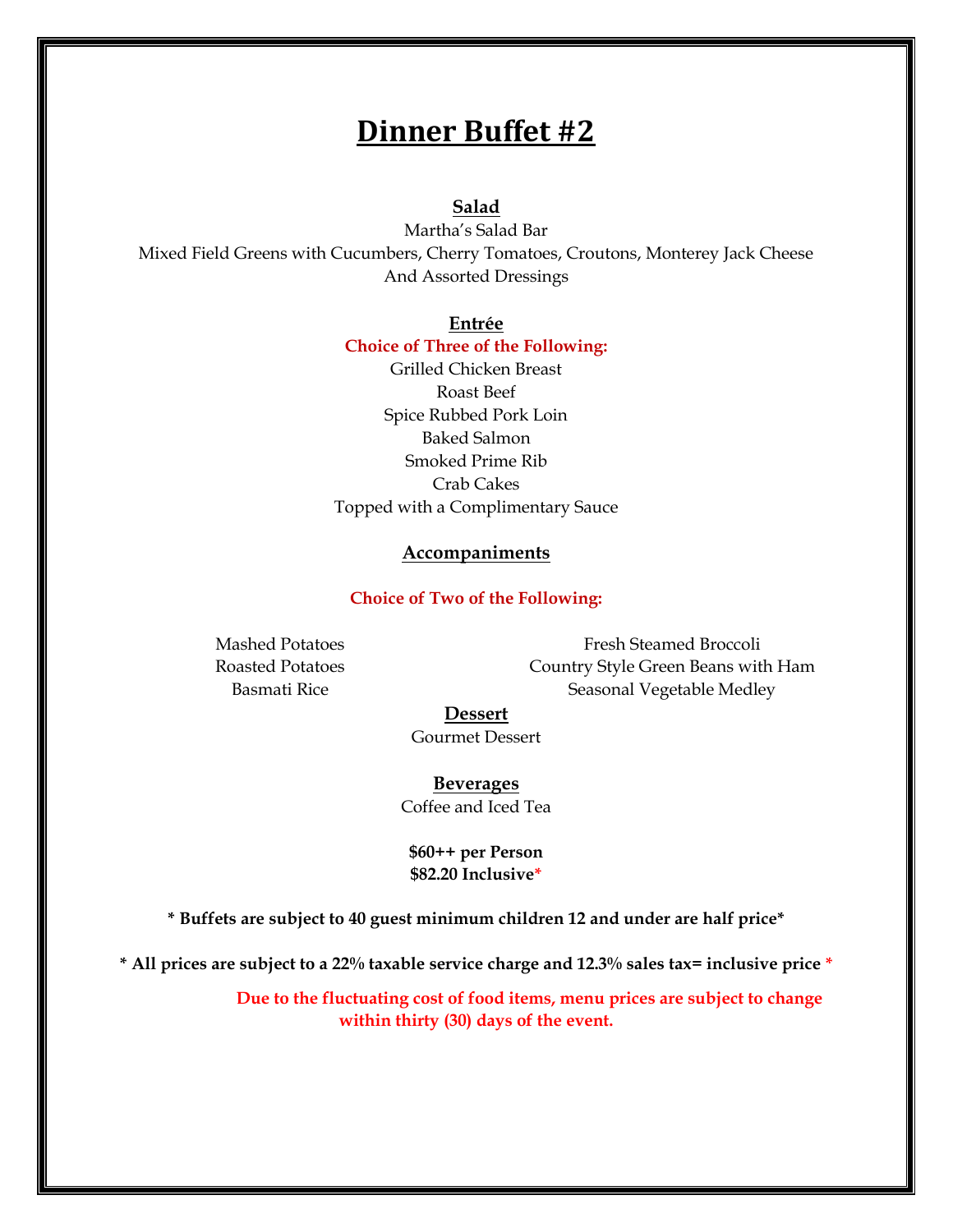# Dinner Buffet #2

## Salad

Martha's Salad Bar

Mixed Field Greens with Cucumbers, Cherry Tomatoes, Croutons, Monterey Jack Cheese
And Assorted Dressings

## Entrée

**Choice of Three of the Following:**

Grilled Chicken Breast
Roast Beef
Spice Rubbed Pork Loin
Baked Salmon
Smoked Prime Rib
Crab Cakes
Topped with a Complimentary Sauce

## Accompaniments

**Choice of Two of the Following:**

Mashed Potatoes
Roasted Potatoes
Basmati Rice

Fresh Steamed Broccoli
Country Style Green Beans with Ham
Seasonal Vegetable Medley

## Dessert

Gourmet Dessert

## Beverages

Coffee and Iced Tea

**$60++ per Person**
**$82.20 Inclusive***

**\* Buffets are subject to 40 guest minimum children 12 and under are half price***

**\* All prices are subject to a 22% taxable service charge and 12.3% sales tax= inclusive price ***

**Due to the fluctuating cost of food items, menu prices are subject to change within thirty (30) days of the event.**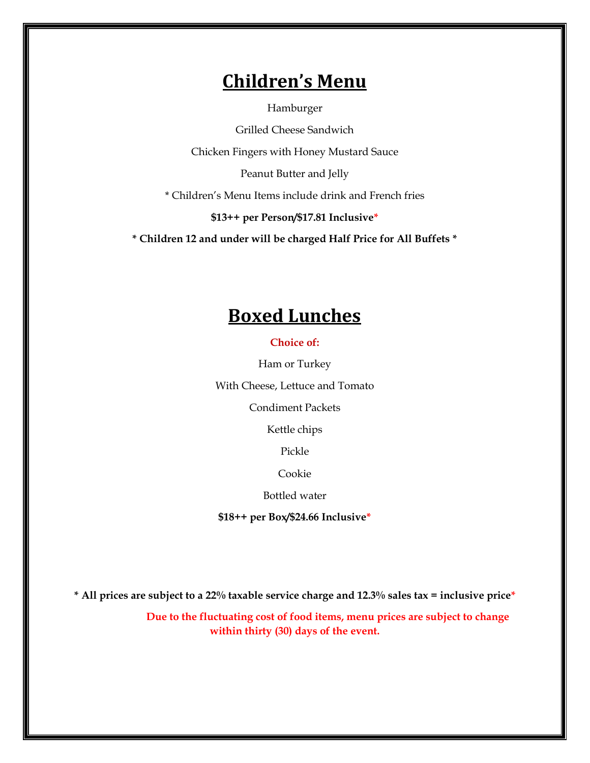# Children's Menu

Hamburger

Grilled Cheese Sandwich

Chicken Fingers with Honey Mustard Sauce

Peanut Butter and Jelly

* Children's Menu Items include drink and French fries

**$13++ per Person/$17.81 Inclusive***

**\* Children 12 and under will be charged Half Price for All Buffets \***

# Boxed Lunches

**Choice of:**

Ham or Turkey

With Cheese, Lettuce and Tomato

Condiment Packets

Kettle chips

Pickle

Cookie

Bottled water

**$18++ per Box/$24.66 Inclusive***

**\* All prices are subject to a 22% taxable service charge and 12.3% sales tax = inclusive price***

**Due to the fluctuating cost of food items, menu prices are subject to change within thirty (30) days of the event.**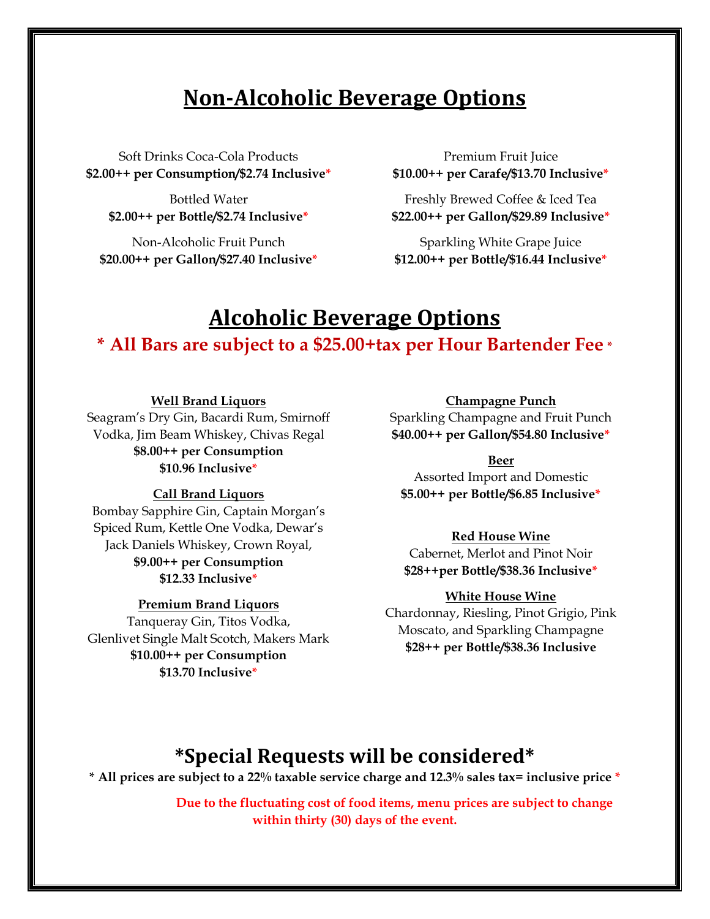# Non-Alcoholic Beverage Options

Soft Drinks Coca-Cola Products
**$2.00++ per Consumption/$2.74 Inclusive***

Bottled Water
**$2.00++ per Bottle/$2.74 Inclusive***

Non-Alcoholic Fruit Punch
**$20.00++ per Gallon/$27.40 Inclusive***

Premium Fruit Juice
**$10.00++ per Carafe/$13.70 Inclusive***

Freshly Brewed Coffee & Iced Tea
**$22.00++ per Gallon/$29.89 Inclusive***

Sparkling White Grape Juice
**$12.00++ per Bottle/$16.44 Inclusive***

# Alcoholic Beverage Options

**\* All Bars are subject to a $25.00+tax per Hour Bartender Fee \***

**Well Brand Liquors**
Seagram's Dry Gin, Bacardi Rum, Smirnoff Vodka, Jim Beam Whiskey, Chivas Regal
**$8.00++ per Consumption**
**$10.96 Inclusive***

**Call Brand Liquors**
Bombay Sapphire Gin, Captain Morgan's Spiced Rum, Kettle One Vodka, Dewar's Jack Daniels Whiskey, Crown Royal,
**$9.00++ per Consumption**
**$12.33 Inclusive***

**Premium Brand Liquors**
Tanqueray Gin, Titos Vodka, Glenlivet Single Malt Scotch, Makers Mark
**$10.00++ per Consumption**
**$13.70 Inclusive***

**Champagne Punch**
Sparkling Champagne and Fruit Punch
**$40.00++ per Gallon/$54.80 Inclusive***

**Beer**
Assorted Import and Domestic
**$5.00++ per Bottle/$6.85 Inclusive***

**Red House Wine**
Cabernet, Merlot and Pinot Noir
**$28++per Bottle/$38.36 Inclusive***

**White House Wine**
Chardonnay, Riesling, Pinot Grigio, Pink Moscato, and Sparkling Champagne
**$28++ per Bottle/$38.36 Inclusive**

## *Special Requests will be considered*

**\* All prices are subject to a 22% taxable service charge and 12.3% sales tax= inclusive price \***

**Due to the fluctuating cost of food items, menu prices are subject to change within thirty (30) days of the event.**